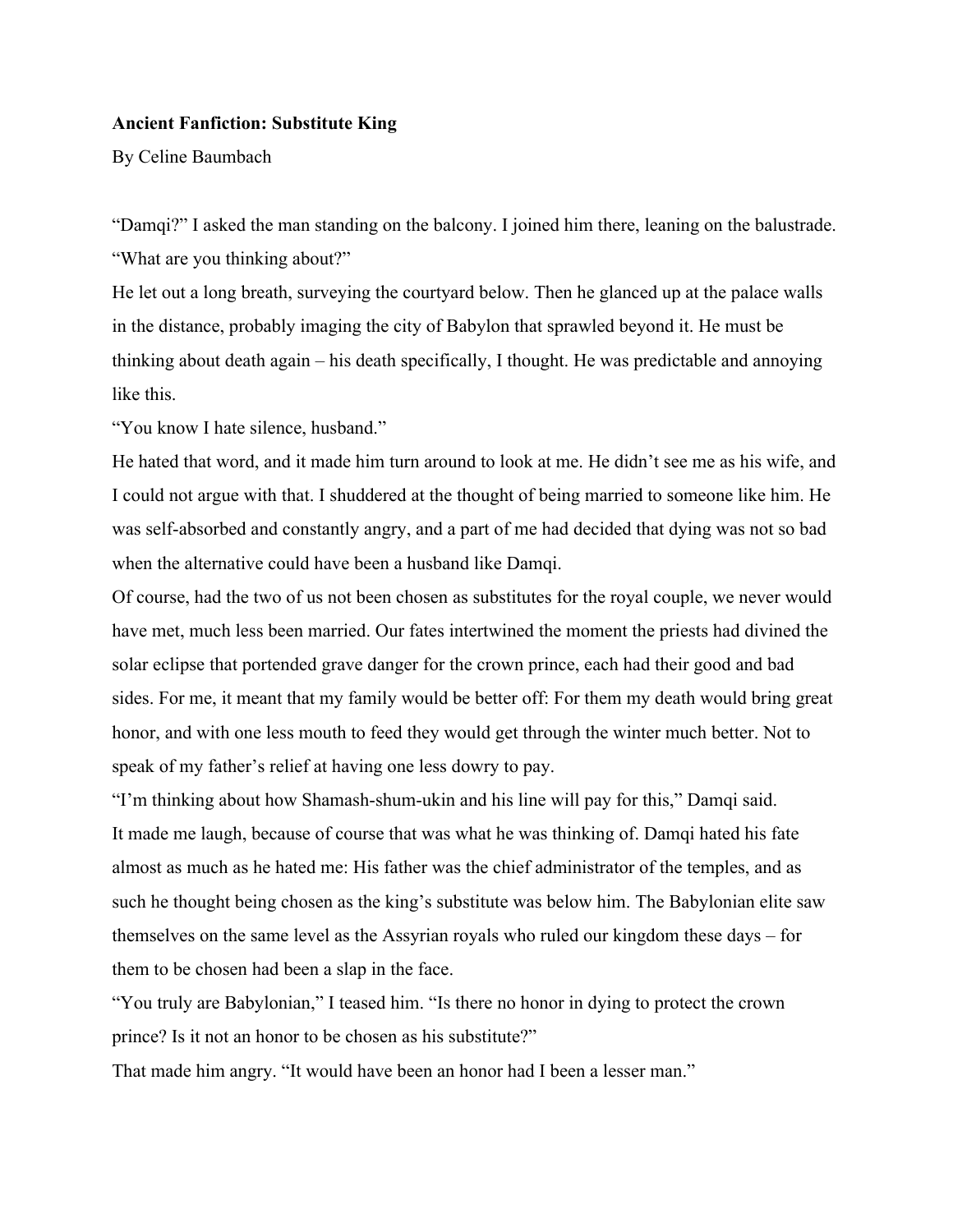**Ancient Fanfiction: Substitute King**

By Celine Baumbach

"Damqi?" I asked the man standing on the balcony. I joined him there, leaning on the balustrade. "What are you thinking about?"

He let out a long breath, surveying the courtyard below. Then he glanced up at the palace walls in the distance, probably imaging the city of Babylon that sprawled beyond it. He must be thinking about death again – his death specifically, I thought. He was predictable and annoying like this.

"You know I hate silence, husband."

He hated that word, and it made him turn around to look at me. He didn't see me as his wife, and I could not argue with that. I shuddered at the thought of being married to someone like him. He was self-absorbed and constantly angry, and a part of me had decided that dying was not so bad when the alternative could have been a husband like Damqi.

Of course, had the two of us not been chosen as substitutes for the royal couple, we never would have met, much less been married. Our fates intertwined the moment the priests had divined the solar eclipse that portended grave danger for the crown prince, each had their good and bad sides. For me, it meant that my family would be better off: For them my death would bring great honor, and with one less mouth to feed they would get through the winter much better. Not to speak of my father's relief at having one less dowry to pay.

"I'm thinking about how Shamash-shum-ukin and his line will pay for this," Damqi said.

It made me laugh, because of course that was what he was thinking of. Damqi hated his fate almost as much as he hated me: His father was the chief administrator of the temples, and as such he thought being chosen as the king's substitute was below him. The Babylonian elite saw themselves on the same level as the Assyrian royals who ruled our kingdom these days – for them to be chosen had been a slap in the face.

"You truly are Babylonian," I teased him. "Is there no honor in dying to protect the crown prince? Is it not an honor to be chosen as his substitute?"

That made him angry. "It would have been an honor had I been a lesser man."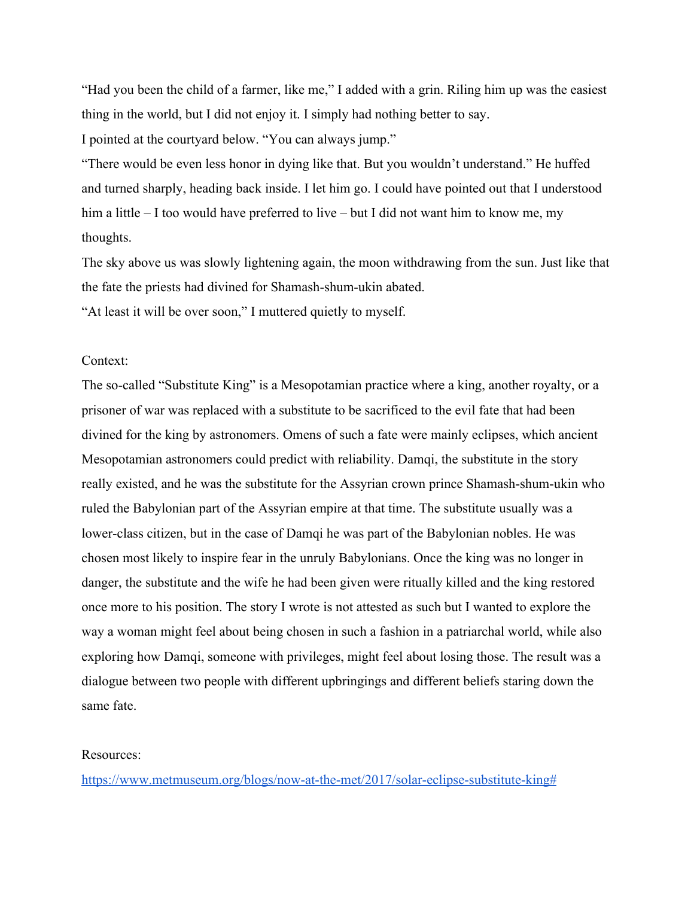"Had you been the child of a farmer, like me," I added with a grin. Riling him up was the easiest thing in the world, but I did not enjoy it. I simply had nothing better to say.

I pointed at the courtyard below. "You can always jump."

"There would be even less honor in dying like that. But you wouldn't understand." He huffed and turned sharply, heading back inside. I let him go. I could have pointed out that I understood him a little – I too would have preferred to live – but I did not want him to know me, my thoughts.

The sky above us was slowly lightening again, the moon withdrawing from the sun. Just like that the fate the priests had divined for Shamash-shum-ukin abated.

"At least it will be over soon," I muttered quietly to myself.

Context:

The so-called "Substitute King" is a Mesopotamian practice where a king, another royalty, or a prisoner of war was replaced with a substitute to be sacrificed to the evil fate that had been divined for the king by astronomers. Omens of such a fate were mainly eclipses, which ancient Mesopotamian astronomers could predict with reliability. Damqi, the substitute in the story really existed, and he was the substitute for the Assyrian crown prince Shamash-shum-ukin who ruled the Babylonian part of the Assyrian empire at that time. The substitute usually was a lower-class citizen, but in the case of Damqi he was part of the Babylonian nobles. He was chosen most likely to inspire fear in the unruly Babylonians. Once the king was no longer in danger, the substitute and the wife he had been given were ritually killed and the king restored once more to his position. The story I wrote is not attested as such but I wanted to explore the way a woman might feel about being chosen in such a fashion in a patriarchal world, while also exploring how Damqi, someone with privileges, might feel about losing those. The result was a dialogue between two people with different upbringings and different beliefs staring down the same fate.

Resources:

https://www.metmuseum.org/blogs/now-at-the-met/2017/solar-eclipse-substitute-king#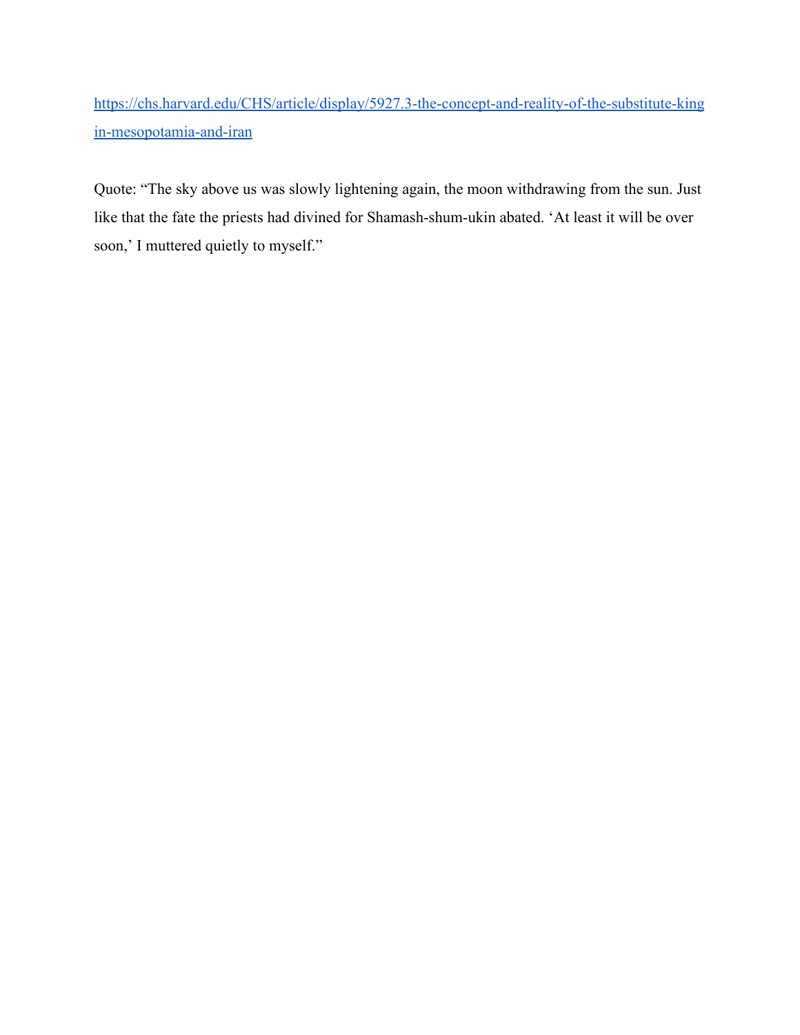[https://chs.harvard.edu/CHS/article/display/5927.3-the-concept-and-reality-of-the-substitute-king-in-mesopotamia-and-iran](https://chs.harvard.edu/CHS/article/display/5927.3-the-concept-and-reality-of-the-substitute-king-in-mesopotamia-and-iran)

Quote: "The sky above us was slowly lightening again, the moon withdrawing from the sun. Just like that the fate the priests had divined for Shamash-shum-ukin abated. 'At least it will be over soon,' I muttered quietly to myself."